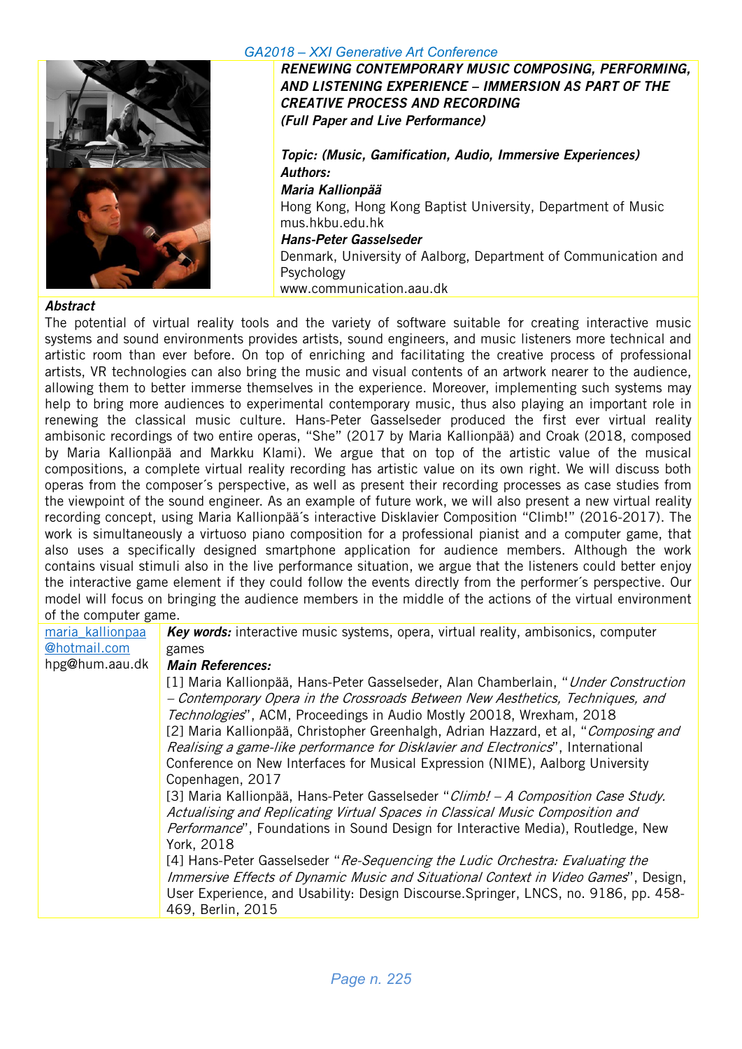# RENEWING CONTEMPORARY MUSIC COMPOSING, PERFORMING, AND LISTENING EXPERIENCE – IMMERSION AS PART OF THE CREATIVE PROCESS AND RECORDING

***(Full Paper and Live Performance)***

***Topic: (Music, Gamification, Audio, Immersive Experiences)***

***Authors:***

***Maria Kallionpää***
Hong Kong, Hong Kong Baptist University, Department of Music
mus.hkbu.edu.hk

***Hans-Peter Gasselseder***
Denmark, University of Aalborg, Department of Communication and Psychology
www.communication.aau.dk

***Abstract***

The potential of virtual reality tools and the variety of software suitable for creating interactive music systems and sound environments provides artists, sound engineers, and music listeners more technical and artistic room than ever before. On top of enriching and facilitating the creative process of professional artists, VR technologies can also bring the music and visual contents of an artwork nearer to the audience, allowing them to better immerse themselves in the experience. Moreover, implementing such systems may help to bring more audiences to experimental contemporary music, thus also playing an important role in renewing the classical music culture. Hans-Peter Gasselseder produced the first ever virtual reality ambisonic recordings of two entire operas, "She" (2017 by Maria Kallionpää) and Croak (2018, composed by Maria Kallionpää and Markku Klami). We argue that on top of the artistic value of the musical compositions, a complete virtual reality recording has artistic value on its own right. We will discuss both operas from the composer´s perspective, as well as present their recording processes as case studies from the viewpoint of the sound engineer. As an example of future work, we will also present a new virtual reality recording concept, using Maria Kallionpää´s interactive Disklavier Composition "Climb!" (2016-2017). The work is simultaneously a virtuoso piano composition for a professional pianist and a computer game, that also uses a specifically designed smartphone application for audience members. Although the work contains visual stimuli also in the live performance situation, we argue that the listeners could better enjoy the interactive game element if they could follow the events directly from the performer´s perspective. Our model will focus on bringing the audience members in the middle of the actions of the virtual environment of the computer game.

maria_kallionpaa@hotmail.com
hpg@hum.aau.dk

***Key words:*** interactive music systems, opera, virtual reality, ambisonics, computer games

***Main References:***

[1] Maria Kallionpää, Hans-Peter Gasselseder, Alan Chamberlain, "*Under Construction – Contemporary Opera in the Crossroads Between New Aesthetics, Techniques, and Technologies*", ACM, Proceedings in Audio Mostly 20018, Wrexham, 2018

[2] Maria Kallionpää, Christopher Greenhalgh, Adrian Hazzard, et al, "*Composing and Realising a game-like performance for Disklavier and Electronics*", International Conference on New Interfaces for Musical Expression (NIME), Aalborg University Copenhagen, 2017

[3] Maria Kallionpää, Hans-Peter Gasselseder "*Climb! – A Composition Case Study. Actualising and Replicating Virtual Spaces in Classical Music Composition and Performance*", Foundations in Sound Design for Interactive Media), Routledge, New York, 2018

[4] Hans-Peter Gasselseder "*Re-Sequencing the Ludic Orchestra: Evaluating the Immersive Effects of Dynamic Music and Situational Context in Video Games*", Design, User Experience, and Usability: Design Discourse.Springer, LNCS, no. 9186, pp. 458-469, Berlin, 2015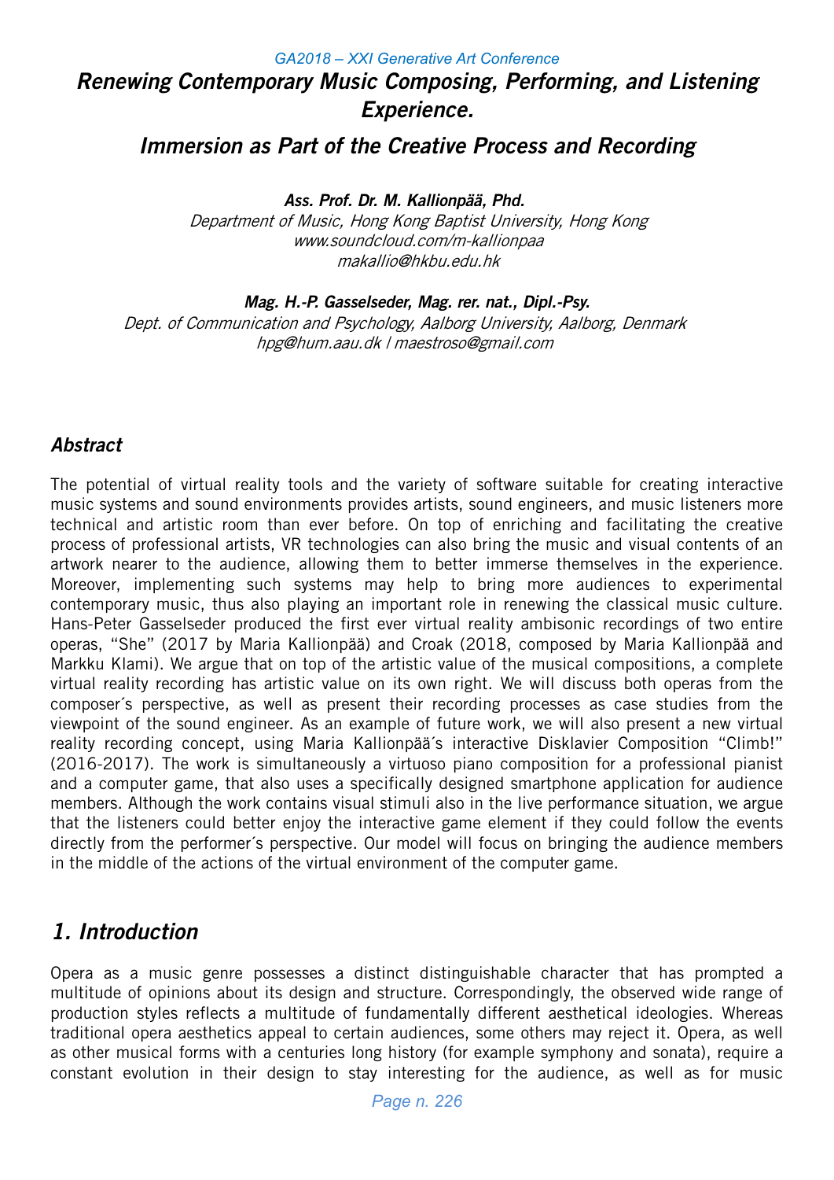# Renewing Contemporary Music Composing, Performing, and Listening Experience.

## Immersion as Part of the Creative Process and Recording

***Ass. Prof. Dr. M. Kallionpää, Phd.***

*Department of Music, Hong Kong Baptist University, Hong Kong*
*www.soundcloud.com/m-kallionpaa*
*makallio@hkbu.edu.hk*

***Mag. H.-P. Gasselseder, Mag. rer. nat., Dipl.-Psy.***

*Dept. of Communication and Psychology, Aalborg University, Aalborg, Denmark*
*hpg@hum.aau.dk / maestroso@gmail.com*

## *Abstract*

The potential of virtual reality tools and the variety of software suitable for creating interactive music systems and sound environments provides artists, sound engineers, and music listeners more technical and artistic room than ever before. On top of enriching and facilitating the creative process of professional artists, VR technologies can also bring the music and visual contents of an artwork nearer to the audience, allowing them to better immerse themselves in the experience. Moreover, implementing such systems may help to bring more audiences to experimental contemporary music, thus also playing an important role in renewing the classical music culture. Hans-Peter Gasselseder produced the first ever virtual reality ambisonic recordings of two entire operas, "She" (2017 by Maria Kallionpää) and Croak (2018, composed by Maria Kallionpää and Markku Klami). We argue that on top of the artistic value of the musical compositions, a complete virtual reality recording has artistic value on its own right. We will discuss both operas from the composer´s perspective, as well as present their recording processes as case studies from the viewpoint of the sound engineer. As an example of future work, we will also present a new virtual reality recording concept, using Maria Kallionpää´s interactive Disklavier Composition "Climb!" (2016-2017). The work is simultaneously a virtuoso piano composition for a professional pianist and a computer game, that also uses a specifically designed smartphone application for audience members. Although the work contains visual stimuli also in the live performance situation, we argue that the listeners could better enjoy the interactive game element if they could follow the events directly from the performer´s perspective. Our model will focus on bringing the audience members in the middle of the actions of the virtual environment of the computer game.

## *1. Introduction*

Opera as a music genre possesses a distinct distinguishable character that has prompted a multitude of opinions about its design and structure. Correspondingly, the observed wide range of production styles reflects a multitude of fundamentally different aesthetical ideologies. Whereas traditional opera aesthetics appeal to certain audiences, some others may reject it. Opera, as well as other musical forms with a centuries long history (for example symphony and sonata), require a constant evolution in their design to stay interesting for the audience, as well as for music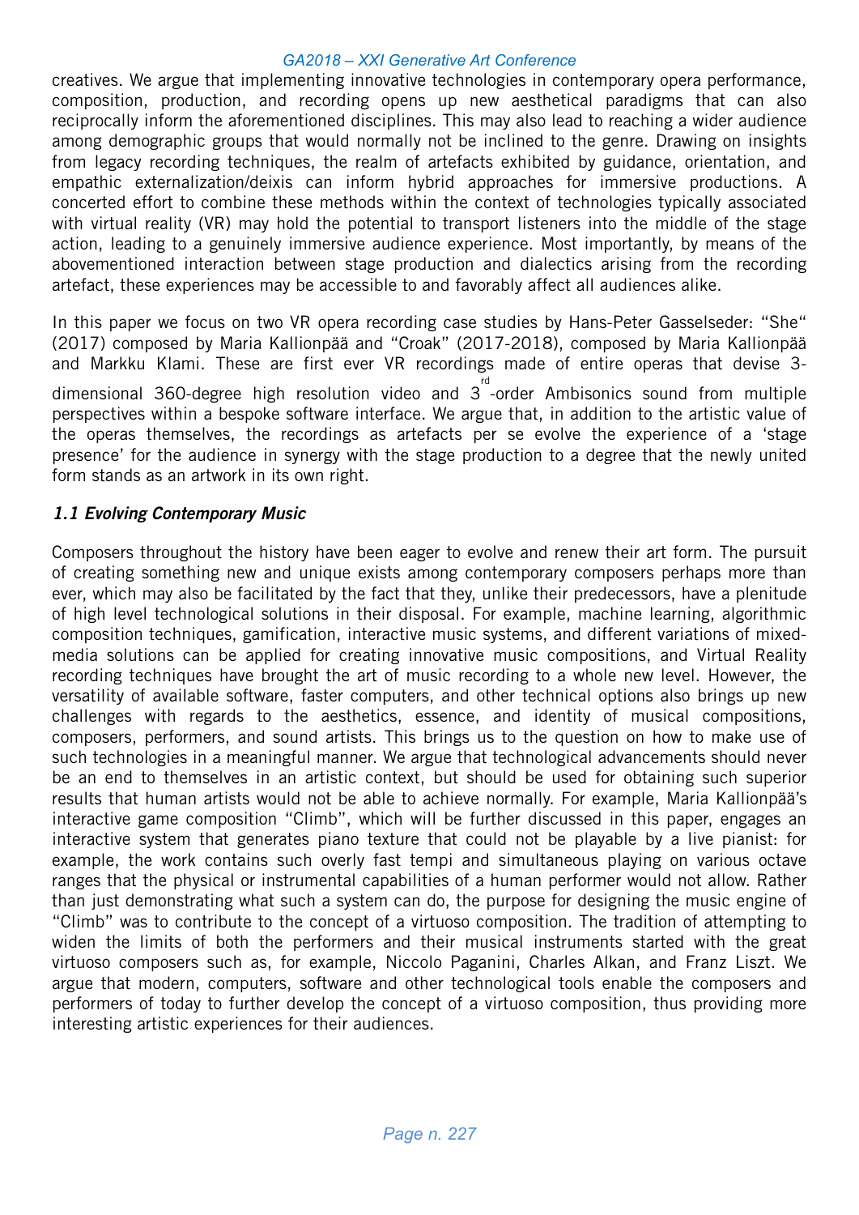creatives. We argue that implementing innovative technologies in contemporary opera performance, composition, production, and recording opens up new aesthetical paradigms that can also reciprocally inform the aforementioned disciplines. This may also lead to reaching a wider audience among demographic groups that would normally not be inclined to the genre. Drawing on insights from legacy recording techniques, the realm of artefacts exhibited by guidance, orientation, and empathic externalization/deixis can inform hybrid approaches for immersive productions. A concerted effort to combine these methods within the context of technologies typically associated with virtual reality (VR) may hold the potential to transport listeners into the middle of the stage action, leading to a genuinely immersive audience experience. Most importantly, by means of the abovementioned interaction between stage production and dialectics arising from the recording artefact, these experiences may be accessible to and favorably affect all audiences alike.

In this paper we focus on two VR opera recording case studies by Hans-Peter Gasselseder: "She" (2017) composed by Maria Kallionpää and "Croak" (2017-2018), composed by Maria Kallionpää and Markku Klami. These are first ever VR recordings made of entire operas that devise 3-dimensional 360-degree high resolution video and 3rd-order Ambisonics sound from multiple perspectives within a bespoke software interface. We argue that, in addition to the artistic value of the operas themselves, the recordings as artefacts per se evolve the experience of a 'stage presence' for the audience in synergy with the stage production to a degree that the newly united form stands as an artwork in its own right.

### *1.1 Evolving Contemporary Music*

Composers throughout the history have been eager to evolve and renew their art form. The pursuit of creating something new and unique exists among contemporary composers perhaps more than ever, which may also be facilitated by the fact that they, unlike their predecessors, have a plenitude of high level technological solutions in their disposal. For example, machine learning, algorithmic composition techniques, gamification, interactive music systems, and different variations of mixed-media solutions can be applied for creating innovative music compositions, and Virtual Reality recording techniques have brought the art of music recording to a whole new level. However, the versatility of available software, faster computers, and other technical options also brings up new challenges with regards to the aesthetics, essence, and identity of musical compositions, composers, performers, and sound artists. This brings us to the question on how to make use of such technologies in a meaningful manner. We argue that technological advancements should never be an end to themselves in an artistic context, but should be used for obtaining such superior results that human artists would not be able to achieve normally. For example, Maria Kallionpää's interactive game composition "Climb", which will be further discussed in this paper, engages an interactive system that generates piano texture that could not be playable by a live pianist: for example, the work contains such overly fast tempi and simultaneous playing on various octave ranges that the physical or instrumental capabilities of a human performer would not allow. Rather than just demonstrating what such a system can do, the purpose for designing the music engine of "Climb" was to contribute to the concept of a virtuoso composition. The tradition of attempting to widen the limits of both the performers and their musical instruments started with the great virtuoso composers such as, for example, Niccolo Paganini, Charles Alkan, and Franz Liszt. We argue that modern, computers, software and other technological tools enable the composers and performers of today to further develop the concept of a virtuoso composition, thus providing more interesting artistic experiences for their audiences.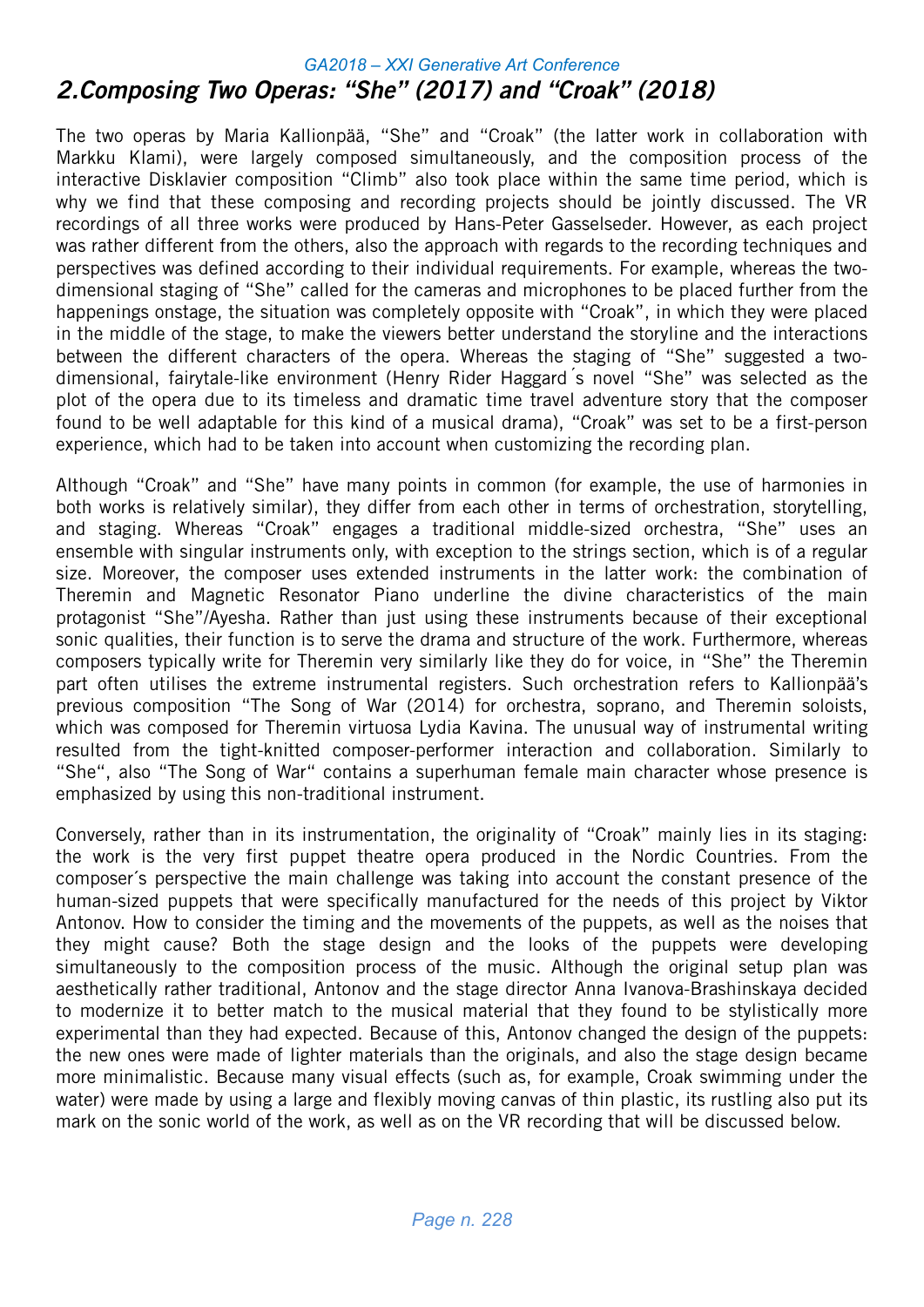## 2.Composing Two Operas: "She" (2017) and "Croak" (2018)

The two operas by Maria Kallionpää, "She" and "Croak" (the latter work in collaboration with Markku Klami), were largely composed simultaneously, and the composition process of the interactive Disklavier composition "Climb" also took place within the same time period, which is why we find that these composing and recording projects should be jointly discussed. The VR recordings of all three works were produced by Hans-Peter Gasselseder. However, as each project was rather different from the others, also the approach with regards to the recording techniques and perspectives was defined according to their individual requirements. For example, whereas the two-dimensional staging of "She" called for the cameras and microphones to be placed further from the happenings onstage, the situation was completely opposite with "Croak", in which they were placed in the middle of the stage, to make the viewers better understand the storyline and the interactions between the different characters of the opera. Whereas the staging of "She" suggested a two-dimensional, fairytale-like environment (Henry Rider Haggard´s novel "She" was selected as the plot of the opera due to its timeless and dramatic time travel adventure story that the composer found to be well adaptable for this kind of a musical drama), "Croak" was set to be a first-person experience, which had to be taken into account when customizing the recording plan.

Although "Croak" and "She" have many points in common (for example, the use of harmonies in both works is relatively similar), they differ from each other in terms of orchestration, storytelling, and staging. Whereas "Croak" engages a traditional middle-sized orchestra, "She" uses an ensemble with singular instruments only, with exception to the strings section, which is of a regular size. Moreover, the composer uses extended instruments in the latter work: the combination of Theremin and Magnetic Resonator Piano underline the divine characteristics of the main protagonist "She"/Ayesha. Rather than just using these instruments because of their exceptional sonic qualities, their function is to serve the drama and structure of the work. Furthermore, whereas composers typically write for Theremin very similarly like they do for voice, in "She" the Theremin part often utilises the extreme instrumental registers. Such orchestration refers to Kallionpää's previous composition "The Song of War (2014) for orchestra, soprano, and Theremin soloists, which was composed for Theremin virtuosa Lydia Kavina. The unusual way of instrumental writing resulted from the tight-knitted composer-performer interaction and collaboration. Similarly to "She", also "The Song of War" contains a superhuman female main character whose presence is emphasized by using this non-traditional instrument.

Conversely, rather than in its instrumentation, the originality of "Croak" mainly lies in its staging: the work is the very first puppet theatre opera produced in the Nordic Countries. From the composer´s perspective the main challenge was taking into account the constant presence of the human-sized puppets that were specifically manufactured for the needs of this project by Viktor Antonov. How to consider the timing and the movements of the puppets, as well as the noises that they might cause? Both the stage design and the looks of the puppets were developing simultaneously to the composition process of the music. Although the original setup plan was aesthetically rather traditional, Antonov and the stage director Anna Ivanova-Brashinskaya decided to modernize it to better match to the musical material that they found to be stylistically more experimental than they had expected. Because of this, Antonov changed the design of the puppets: the new ones were made of lighter materials than the originals, and also the stage design became more minimalistic. Because many visual effects (such as, for example, Croak swimming under the water) were made by using a large and flexibly moving canvas of thin plastic, its rustling also put its mark on the sonic world of the work, as well as on the VR recording that will be discussed below.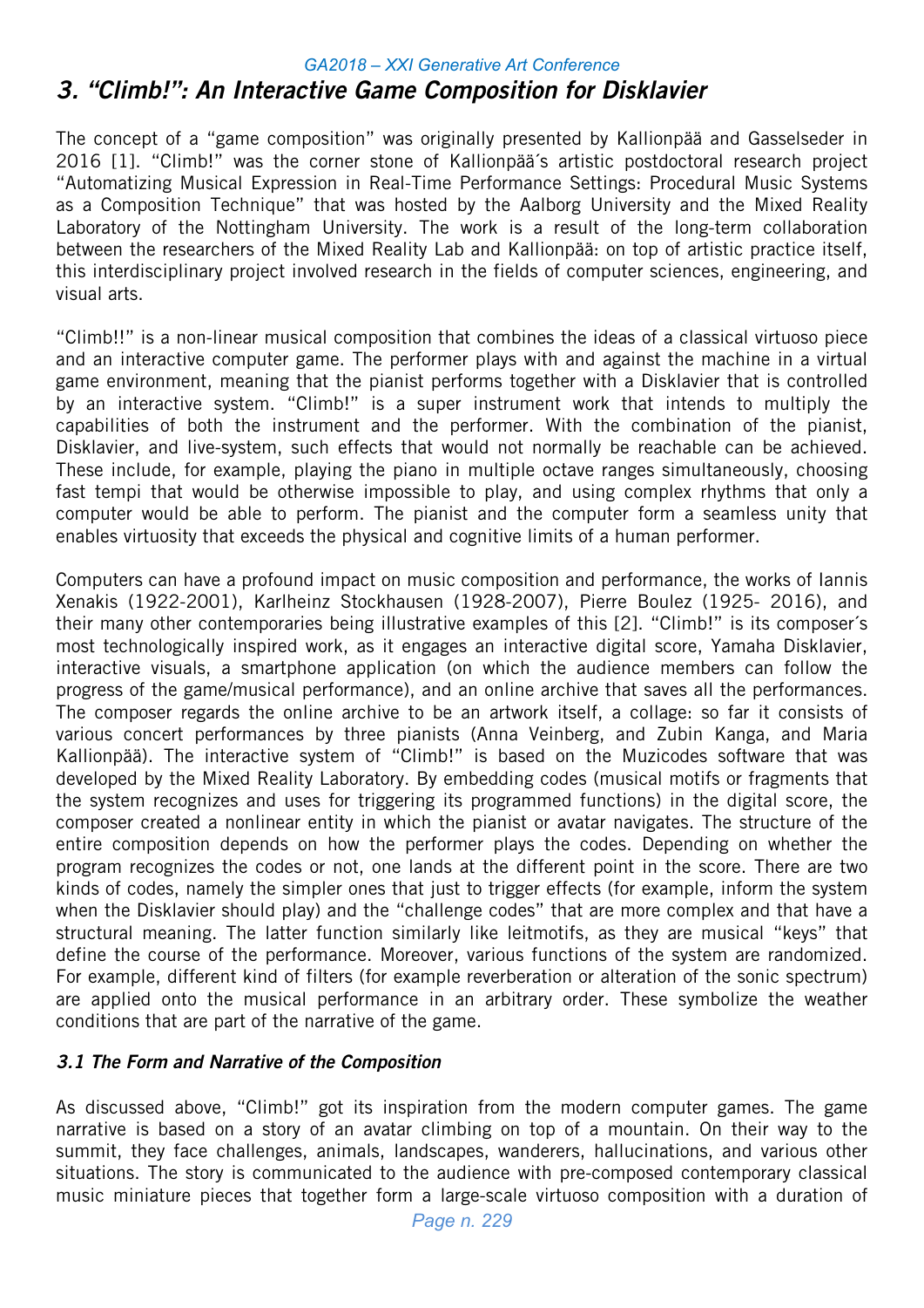## 3. "Climb!": An Interactive Game Composition for Disklavier

The concept of a "game composition" was originally presented by Kallionpää and Gasselseder in 2016 [1]. "Climb!" was the corner stone of Kallionpää´s artistic postdoctoral research project "Automatizing Musical Expression in Real-Time Performance Settings: Procedural Music Systems as a Composition Technique" that was hosted by the Aalborg University and the Mixed Reality Laboratory of the Nottingham University. The work is a result of the long-term collaboration between the researchers of the Mixed Reality Lab and Kallionpää: on top of artistic practice itself, this interdisciplinary project involved research in the fields of computer sciences, engineering, and visual arts.

"Climb!!" is a non-linear musical composition that combines the ideas of a classical virtuoso piece and an interactive computer game. The performer plays with and against the machine in a virtual game environment, meaning that the pianist performs together with a Disklavier that is controlled by an interactive system. "Climb!" is a super instrument work that intends to multiply the capabilities of both the instrument and the performer. With the combination of the pianist, Disklavier, and live-system, such effects that would not normally be reachable can be achieved. These include, for example, playing the piano in multiple octave ranges simultaneously, choosing fast tempi that would be otherwise impossible to play, and using complex rhythms that only a computer would be able to perform. The pianist and the computer form a seamless unity that enables virtuosity that exceeds the physical and cognitive limits of a human performer.

Computers can have a profound impact on music composition and performance, the works of Iannis Xenakis (1922-2001), Karlheinz Stockhausen (1928-2007), Pierre Boulez (1925- 2016), and their many other contemporaries being illustrative examples of this [2]. "Climb!" is its composer´s most technologically inspired work, as it engages an interactive digital score, Yamaha Disklavier, interactive visuals, a smartphone application (on which the audience members can follow the progress of the game/musical performance), and an online archive that saves all the performances. The composer regards the online archive to be an artwork itself, a collage: so far it consists of various concert performances by three pianists (Anna Veinberg, and Zubin Kanga, and Maria Kallionpää). The interactive system of "Climb!" is based on the Muzicodes software that was developed by the Mixed Reality Laboratory. By embedding codes (musical motifs or fragments that the system recognizes and uses for triggering its programmed functions) in the digital score, the composer created a nonlinear entity in which the pianist or avatar navigates. The structure of the entire composition depends on how the performer plays the codes. Depending on whether the program recognizes the codes or not, one lands at the different point in the score. There are two kinds of codes, namely the simpler ones that just to trigger effects (for example, inform the system when the Disklavier should play) and the "challenge codes" that are more complex and that have a structural meaning. The latter function similarly like leitmotifs, as they are musical "keys" that define the course of the performance. Moreover, various functions of the system are randomized. For example, different kind of filters (for example reverberation or alteration of the sonic spectrum) are applied onto the musical performance in an arbitrary order. These symbolize the weather conditions that are part of the narrative of the game.

### 3.1 The Form and Narrative of the Composition

As discussed above, "Climb!" got its inspiration from the modern computer games. The game narrative is based on a story of an avatar climbing on top of a mountain. On their way to the summit, they face challenges, animals, landscapes, wanderers, hallucinations, and various other situations. The story is communicated to the audience with pre-composed contemporary classical music miniature pieces that together form a large-scale virtuoso composition with a duration of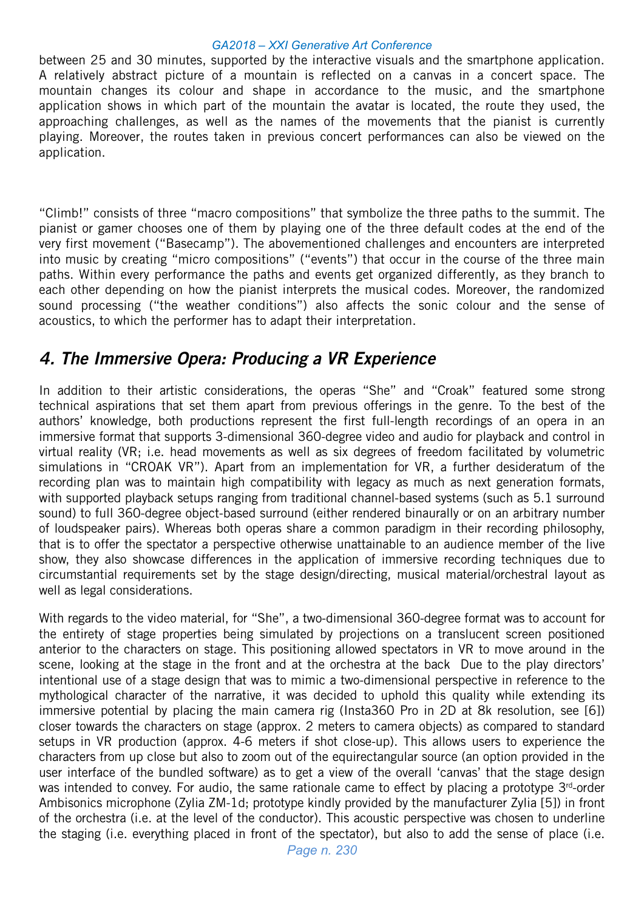between 25 and 30 minutes, supported by the interactive visuals and the smartphone application. A relatively abstract picture of a mountain is reflected on a canvas in a concert space. The mountain changes its colour and shape in accordance to the music, and the smartphone application shows in which part of the mountain the avatar is located, the route they used, the approaching challenges, as well as the names of the movements that the pianist is currently playing. Moreover, the routes taken in previous concert performances can also be viewed on the application.

"Climb!" consists of three "macro compositions" that symbolize the three paths to the summit. The pianist or gamer chooses one of them by playing one of the three default codes at the end of the very first movement ("Basecamp"). The abovementioned challenges and encounters are interpreted into music by creating "micro compositions" ("events") that occur in the course of the three main paths. Within every performance the paths and events get organized differently, as they branch to each other depending on how the pianist interprets the musical codes. Moreover, the randomized sound processing ("the weather conditions") also affects the sonic colour and the sense of acoustics, to which the performer has to adapt their interpretation.

## 4. The Immersive Opera: Producing a VR Experience

In addition to their artistic considerations, the operas "She" and "Croak" featured some strong technical aspirations that set them apart from previous offerings in the genre. To the best of the authors' knowledge, both productions represent the first full-length recordings of an opera in an immersive format that supports 3-dimensional 360-degree video and audio for playback and control in virtual reality (VR; i.e. head movements as well as six degrees of freedom facilitated by volumetric simulations in "CROAK VR"). Apart from an implementation for VR, a further desideratum of the recording plan was to maintain high compatibility with legacy as much as next generation formats, with supported playback setups ranging from traditional channel-based systems (such as 5.1 surround sound) to full 360-degree object-based surround (either rendered binaurally or on an arbitrary number of loudspeaker pairs). Whereas both operas share a common paradigm in their recording philosophy, that is to offer the spectator a perspective otherwise unattainable to an audience member of the live show, they also showcase differences in the application of immersive recording techniques due to circumstantial requirements set by the stage design/directing, musical material/orchestral layout as well as legal considerations.

With regards to the video material, for "She", a two-dimensional 360-degree format was to account for the entirety of stage properties being simulated by projections on a translucent screen positioned anterior to the characters on stage. This positioning allowed spectators in VR to move around in the scene, looking at the stage in the front and at the orchestra at the back  Due to the play directors' intentional use of a stage design that was to mimic a two-dimensional perspective in reference to the mythological character of the narrative, it was decided to uphold this quality while extending its immersive potential by placing the main camera rig (Insta360 Pro in 2D at 8k resolution, see [6]) closer towards the characters on stage (approx. 2 meters to camera objects) as compared to standard setups in VR production (approx. 4-6 meters if shot close-up). This allows users to experience the characters from up close but also to zoom out of the equirectangular source (an option provided in the user interface of the bundled software) as to get a view of the overall 'canvas' that the stage design was intended to convey. For audio, the same rationale came to effect by placing a prototype 3rd-order Ambisonics microphone (Zylia ZM-1d; prototype kindly provided by the manufacturer Zylia [5]) in front of the orchestra (i.e. at the level of the conductor). This acoustic perspective was chosen to underline the staging (i.e. everything placed in front of the spectator), but also to add the sense of place (i.e.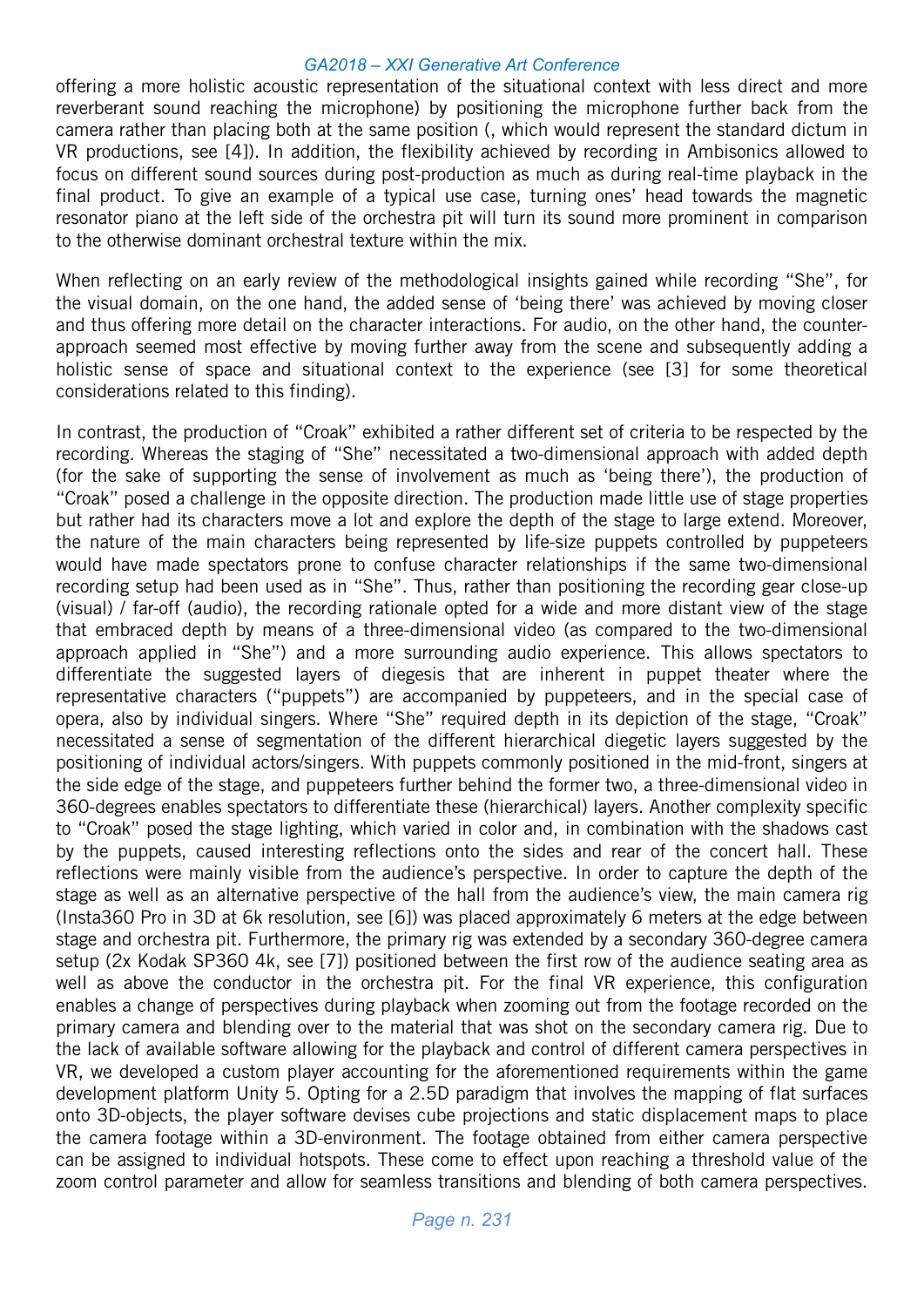offering a more holistic acoustic representation of the situational context with less direct and more reverberant sound reaching the microphone) by positioning the microphone further back from the camera rather than placing both at the same position (, which would represent the standard dictum in VR productions, see [4]). In addition, the flexibility achieved by recording in Ambisonics allowed to focus on different sound sources during post-production as much as during real-time playback in the final product. To give an example of a typical use case, turning ones' head towards the magnetic resonator piano at the left side of the orchestra pit will turn its sound more prominent in comparison to the otherwise dominant orchestral texture within the mix.

When reflecting on an early review of the methodological insights gained while recording "She", for the visual domain, on the one hand, the added sense of 'being there' was achieved by moving closer and thus offering more detail on the character interactions. For audio, on the other hand, the counter-approach seemed most effective by moving further away from the scene and subsequently adding a holistic sense of space and situational context to the experience (see [3] for some theoretical considerations related to this finding).

In contrast, the production of "Croak" exhibited a rather different set of criteria to be respected by the recording. Whereas the staging of "She" necessitated a two-dimensional approach with added depth (for the sake of supporting the sense of involvement as much as 'being there'), the production of "Croak" posed a challenge in the opposite direction. The production made little use of stage properties but rather had its characters move a lot and explore the depth of the stage to large extend. Moreover, the nature of the main characters being represented by life-size puppets controlled by puppeteers would have made spectators prone to confuse character relationships if the same two-dimensional recording setup had been used as in "She". Thus, rather than positioning the recording gear close-up (visual) / far-off (audio), the recording rationale opted for a wide and more distant view of the stage that embraced depth by means of a three-dimensional video (as compared to the two-dimensional approach applied in "She") and a more surrounding audio experience. This allows spectators to differentiate the suggested layers of diegesis that are inherent in puppet theater where the representative characters ("puppets") are accompanied by puppeteers, and in the special case of opera, also by individual singers. Where "She" required depth in its depiction of the stage, "Croak" necessitated a sense of segmentation of the different hierarchical diegetic layers suggested by the positioning of individual actors/singers. With puppets commonly positioned in the mid-front, singers at the side edge of the stage, and puppeteers further behind the former two, a three-dimensional video in 360-degrees enables spectators to differentiate these (hierarchical) layers. Another complexity specific to "Croak" posed the stage lighting, which varied in color and, in combination with the shadows cast by the puppets, caused interesting reflections onto the sides and rear of the concert hall. These reflections were mainly visible from the audience's perspective. In order to capture the depth of the stage as well as an alternative perspective of the hall from the audience's view, the main camera rig (Insta360 Pro in 3D at 6k resolution, see [6]) was placed approximately 6 meters at the edge between stage and orchestra pit. Furthermore, the primary rig was extended by a secondary 360-degree camera setup (2x Kodak SP360 4k, see [7]) positioned between the first row of the audience seating area as well as above the conductor in the orchestra pit. For the final VR experience, this configuration enables a change of perspectives during playback when zooming out from the footage recorded on the primary camera and blending over to the material that was shot on the secondary camera rig. Due to the lack of available software allowing for the playback and control of different camera perspectives in VR, we developed a custom player accounting for the aforementioned requirements within the game development platform Unity 5. Opting for a 2.5D paradigm that involves the mapping of flat surfaces onto 3D-objects, the player software devises cube projections and static displacement maps to place the camera footage within a 3D-environment. The footage obtained from either camera perspective can be assigned to individual hotspots. These come to effect upon reaching a threshold value of the zoom control parameter and allow for seamless transitions and blending of both camera perspectives.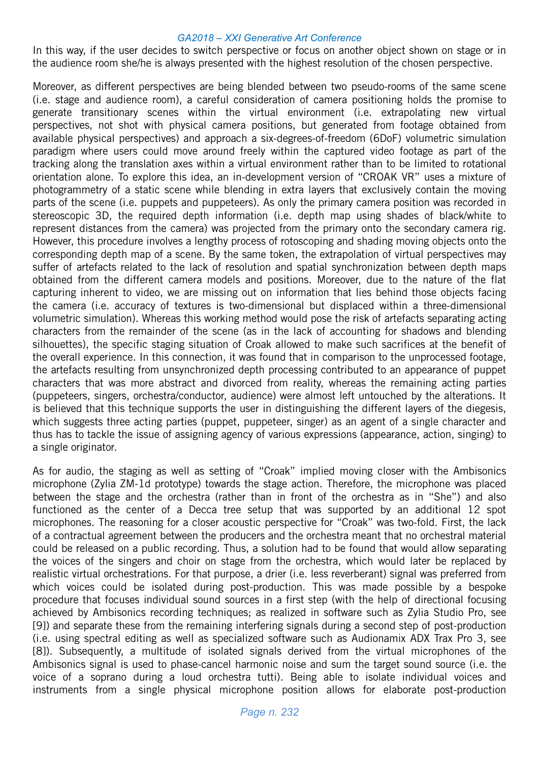In this way, if the user decides to switch perspective or focus on another object shown on stage or in the audience room she/he is always presented with the highest resolution of the chosen perspective.

Moreover, as different perspectives are being blended between two pseudo-rooms of the same scene (i.e. stage and audience room), a careful consideration of camera positioning holds the promise to generate transitionary scenes within the virtual environment (i.e. extrapolating new virtual perspectives, not shot with physical camera positions, but generated from footage obtained from available physical perspectives) and approach a six-degrees-of-freedom (6DoF) volumetric simulation paradigm where users could move around freely within the captured video footage as part of the tracking along the translation axes within a virtual environment rather than to be limited to rotational orientation alone. To explore this idea, an in-development version of "CROAK VR" uses a mixture of photogrammetry of a static scene while blending in extra layers that exclusively contain the moving parts of the scene (i.e. puppets and puppeteers). As only the primary camera position was recorded in stereoscopic 3D, the required depth information (i.e. depth map using shades of black/white to represent distances from the camera) was projected from the primary onto the secondary camera rig. However, this procedure involves a lengthy process of rotoscoping and shading moving objects onto the corresponding depth map of a scene. By the same token, the extrapolation of virtual perspectives may suffer of artefacts related to the lack of resolution and spatial synchronization between depth maps obtained from the different camera models and positions. Moreover, due to the nature of the flat capturing inherent to video, we are missing out on information that lies behind those objects facing the camera (i.e. accuracy of textures is two-dimensional but displaced within a three-dimensional volumetric simulation). Whereas this working method would pose the risk of artefacts separating acting characters from the remainder of the scene (as in the lack of accounting for shadows and blending silhouettes), the specific staging situation of Croak allowed to make such sacrifices at the benefit of the overall experience. In this connection, it was found that in comparison to the unprocessed footage, the artefacts resulting from unsynchronized depth processing contributed to an appearance of puppet characters that was more abstract and divorced from reality, whereas the remaining acting parties (puppeteers, singers, orchestra/conductor, audience) were almost left untouched by the alterations. It is believed that this technique supports the user in distinguishing the different layers of the diegesis, which suggests three acting parties (puppet, puppeteer, singer) as an agent of a single character and thus has to tackle the issue of assigning agency of various expressions (appearance, action, singing) to a single originator.

As for audio, the staging as well as setting of "Croak" implied moving closer with the Ambisonics microphone (Zylia ZM-1d prototype) towards the stage action. Therefore, the microphone was placed between the stage and the orchestra (rather than in front of the orchestra as in "She") and also functioned as the center of a Decca tree setup that was supported by an additional 12 spot microphones. The reasoning for a closer acoustic perspective for "Croak" was two-fold. First, the lack of a contractual agreement between the producers and the orchestra meant that no orchestral material could be released on a public recording. Thus, a solution had to be found that would allow separating the voices of the singers and choir on stage from the orchestra, which would later be replaced by realistic virtual orchestrations. For that purpose, a drier (i.e. less reverberant) signal was preferred from which voices could be isolated during post-production. This was made possible by a bespoke procedure that focuses individual sound sources in a first step (with the help of directional focusing achieved by Ambisonics recording techniques; as realized in software such as Zylia Studio Pro, see [9]) and separate these from the remaining interfering signals during a second step of post-production (i.e. using spectral editing as well as specialized software such as Audionamix ADX Trax Pro 3, see [8]). Subsequently, a multitude of isolated signals derived from the virtual microphones of the Ambisonics signal is used to phase-cancel harmonic noise and sum the target sound source (i.e. the voice of a soprano during a loud orchestra tutti). Being able to isolate individual voices and instruments from a single physical microphone position allows for elaborate post-production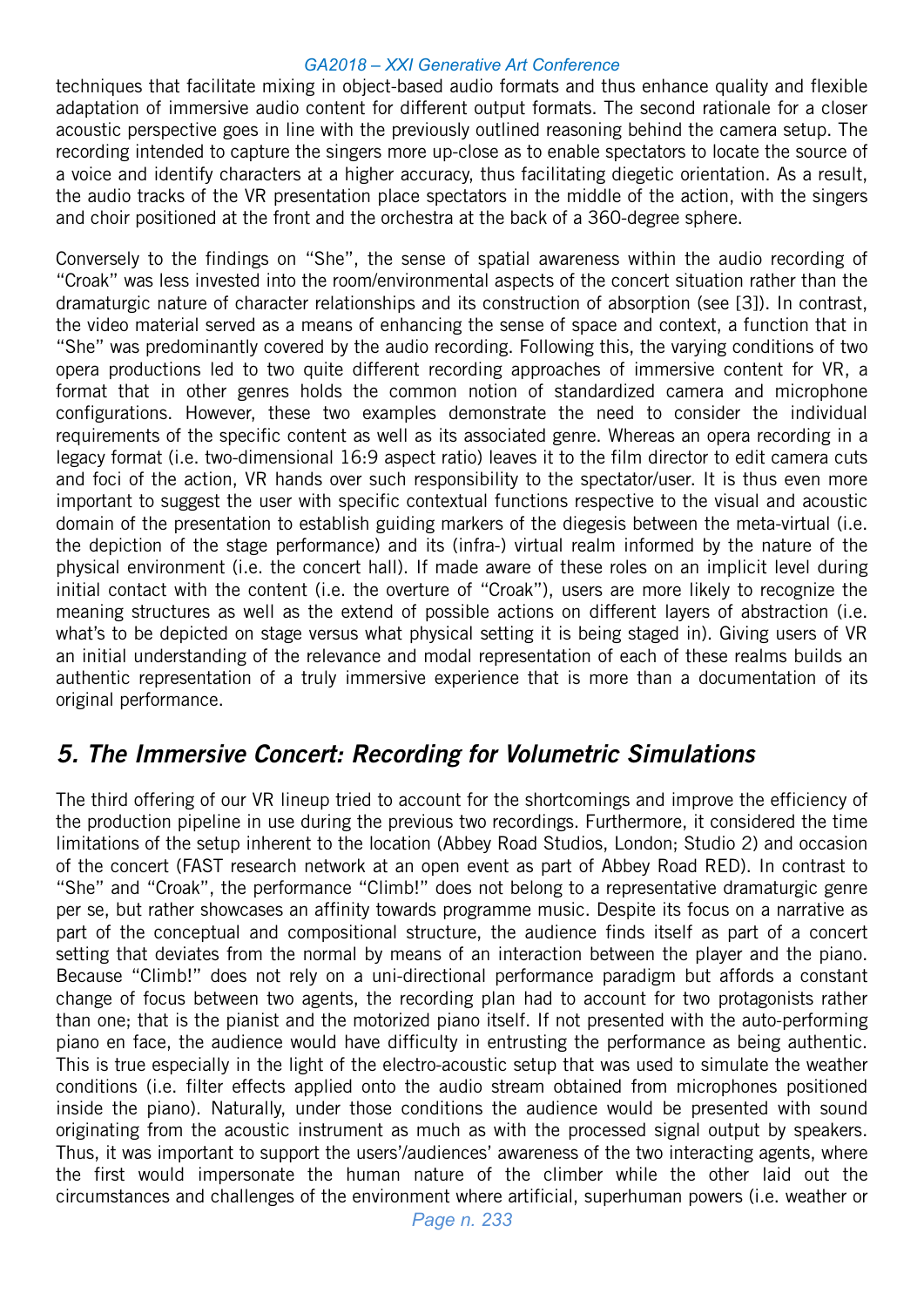techniques that facilitate mixing in object-based audio formats and thus enhance quality and flexible adaptation of immersive audio content for different output formats. The second rationale for a closer acoustic perspective goes in line with the previously outlined reasoning behind the camera setup. The recording intended to capture the singers more up-close as to enable spectators to locate the source of a voice and identify characters at a higher accuracy, thus facilitating diegetic orientation. As a result, the audio tracks of the VR presentation place spectators in the middle of the action, with the singers and choir positioned at the front and the orchestra at the back of a 360-degree sphere.

Conversely to the findings on "She", the sense of spatial awareness within the audio recording of "Croak" was less invested into the room/environmental aspects of the concert situation rather than the dramaturgic nature of character relationships and its construction of absorption (see [3]). In contrast, the video material served as a means of enhancing the sense of space and context, a function that in "She" was predominantly covered by the audio recording. Following this, the varying conditions of two opera productions led to two quite different recording approaches of immersive content for VR, a format that in other genres holds the common notion of standardized camera and microphone configurations. However, these two examples demonstrate the need to consider the individual requirements of the specific content as well as its associated genre. Whereas an opera recording in a legacy format (i.e. two-dimensional 16:9 aspect ratio) leaves it to the film director to edit camera cuts and foci of the action, VR hands over such responsibility to the spectator/user. It is thus even more important to suggest the user with specific contextual functions respective to the visual and acoustic domain of the presentation to establish guiding markers of the diegesis between the meta-virtual (i.e. the depiction of the stage performance) and its (infra-) virtual realm informed by the nature of the physical environment (i.e. the concert hall). If made aware of these roles on an implicit level during initial contact with the content (i.e. the overture of "Croak"), users are more likely to recognize the meaning structures as well as the extend of possible actions on different layers of abstraction (i.e. what's to be depicted on stage versus what physical setting it is being staged in). Giving users of VR an initial understanding of the relevance and modal representation of each of these realms builds an authentic representation of a truly immersive experience that is more than a documentation of its original performance.

## *5. The Immersive Concert: Recording for Volumetric Simulations*

The third offering of our VR lineup tried to account for the shortcomings and improve the efficiency of the production pipeline in use during the previous two recordings. Furthermore, it considered the time limitations of the setup inherent to the location (Abbey Road Studios, London; Studio 2) and occasion of the concert (FAST research network at an open event as part of Abbey Road RED). In contrast to "She" and "Croak", the performance "Climb!" does not belong to a representative dramaturgic genre per se, but rather showcases an affinity towards programme music. Despite its focus on a narrative as part of the conceptual and compositional structure, the audience finds itself as part of a concert setting that deviates from the normal by means of an interaction between the player and the piano. Because "Climb!" does not rely on a uni-directional performance paradigm but affords a constant change of focus between two agents, the recording plan had to account for two protagonists rather than one; that is the pianist and the motorized piano itself. If not presented with the auto-performing piano en face, the audience would have difficulty in entrusting the performance as being authentic. This is true especially in the light of the electro-acoustic setup that was used to simulate the weather conditions (i.e. filter effects applied onto the audio stream obtained from microphones positioned inside the piano). Naturally, under those conditions the audience would be presented with sound originating from the acoustic instrument as much as with the processed signal output by speakers. Thus, it was important to support the users'/audiences' awareness of the two interacting agents, where the first would impersonate the human nature of the climber while the other laid out the circumstances and challenges of the environment where artificial, superhuman powers (i.e. weather or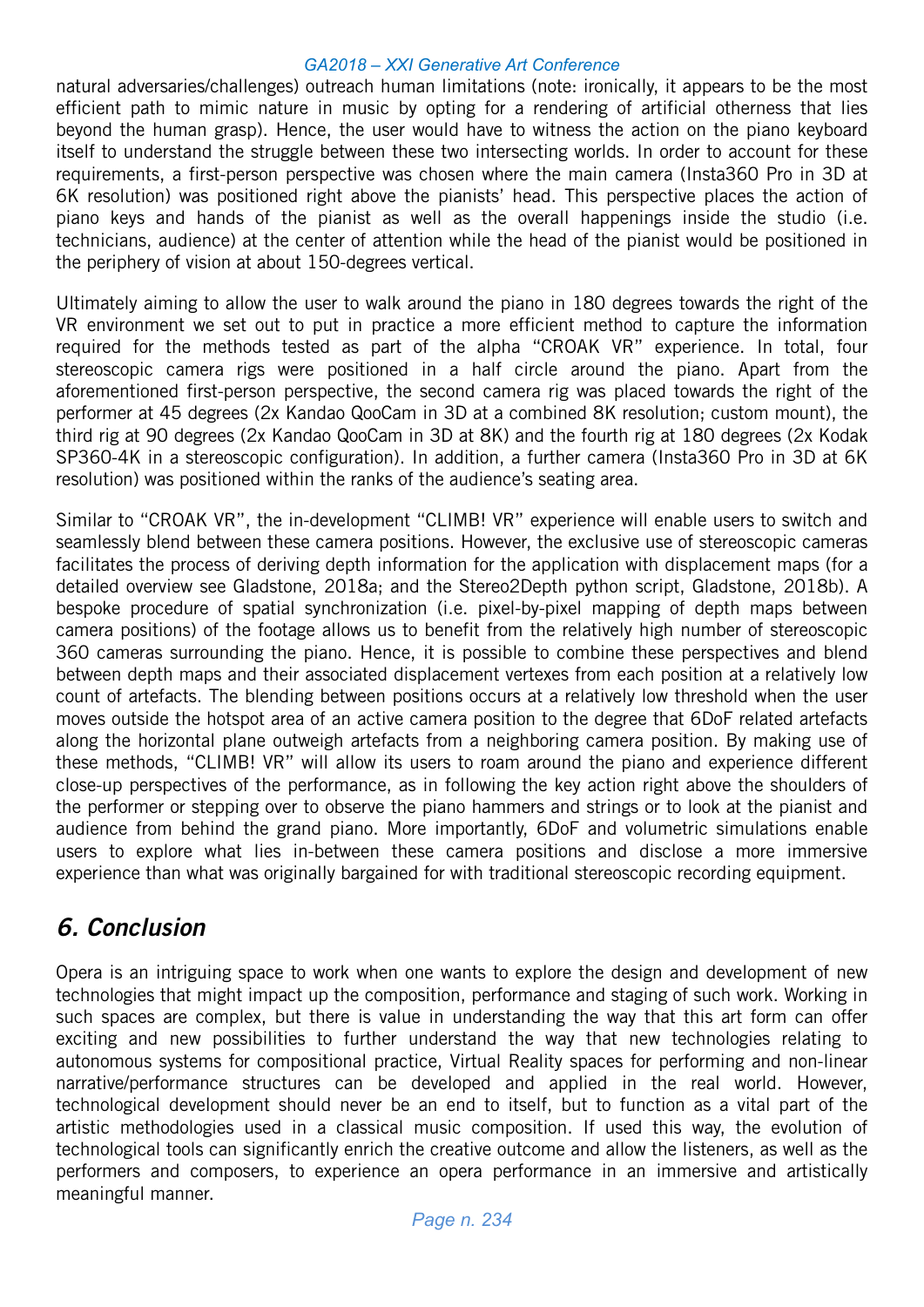natural adversaries/challenges) outreach human limitations (note: ironically, it appears to be the most efficient path to mimic nature in music by opting for a rendering of artificial otherness that lies beyond the human grasp). Hence, the user would have to witness the action on the piano keyboard itself to understand the struggle between these two intersecting worlds. In order to account for these requirements, a first-person perspective was chosen where the main camera (Insta360 Pro in 3D at 6K resolution) was positioned right above the pianists' head. This perspective places the action of piano keys and hands of the pianist as well as the overall happenings inside the studio (i.e. technicians, audience) at the center of attention while the head of the pianist would be positioned in the periphery of vision at about 150-degrees vertical.

Ultimately aiming to allow the user to walk around the piano in 180 degrees towards the right of the VR environment we set out to put in practice a more efficient method to capture the information required for the methods tested as part of the alpha "CROAK VR" experience. In total, four stereoscopic camera rigs were positioned in a half circle around the piano. Apart from the aforementioned first-person perspective, the second camera rig was placed towards the right of the performer at 45 degrees (2x Kandao QooCam in 3D at a combined 8K resolution; custom mount), the third rig at 90 degrees (2x Kandao QooCam in 3D at 8K) and the fourth rig at 180 degrees (2x Kodak SP360-4K in a stereoscopic configuration). In addition, a further camera (Insta360 Pro in 3D at 6K resolution) was positioned within the ranks of the audience's seating area.

Similar to "CROAK VR", the in-development "CLIMB! VR" experience will enable users to switch and seamlessly blend between these camera positions. However, the exclusive use of stereoscopic cameras facilitates the process of deriving depth information for the application with displacement maps (for a detailed overview see Gladstone, 2018a; and the Stereo2Depth python script, Gladstone, 2018b). A bespoke procedure of spatial synchronization (i.e. pixel-by-pixel mapping of depth maps between camera positions) of the footage allows us to benefit from the relatively high number of stereoscopic 360 cameras surrounding the piano. Hence, it is possible to combine these perspectives and blend between depth maps and their associated displacement vertexes from each position at a relatively low count of artefacts. The blending between positions occurs at a relatively low threshold when the user moves outside the hotspot area of an active camera position to the degree that 6DoF related artefacts along the horizontal plane outweigh artefacts from a neighboring camera position. By making use of these methods, "CLIMB! VR" will allow its users to roam around the piano and experience different close-up perspectives of the performance, as in following the key action right above the shoulders of the performer or stepping over to observe the piano hammers and strings or to look at the pianist and audience from behind the grand piano. More importantly, 6DoF and volumetric simulations enable users to explore what lies in-between these camera positions and disclose a more immersive experience than what was originally bargained for with traditional stereoscopic recording equipment.

## *6. Conclusion*

Opera is an intriguing space to work when one wants to explore the design and development of new technologies that might impact up the composition, performance and staging of such work. Working in such spaces are complex, but there is value in understanding the way that this art form can offer exciting and new possibilities to further understand the way that new technologies relating to autonomous systems for compositional practice, Virtual Reality spaces for performing and non-linear narrative/performance structures can be developed and applied in the real world. However, technological development should never be an end to itself, but to function as a vital part of the artistic methodologies used in a classical music composition. If used this way, the evolution of technological tools can significantly enrich the creative outcome and allow the listeners, as well as the performers and composers, to experience an opera performance in an immersive and artistically meaningful manner.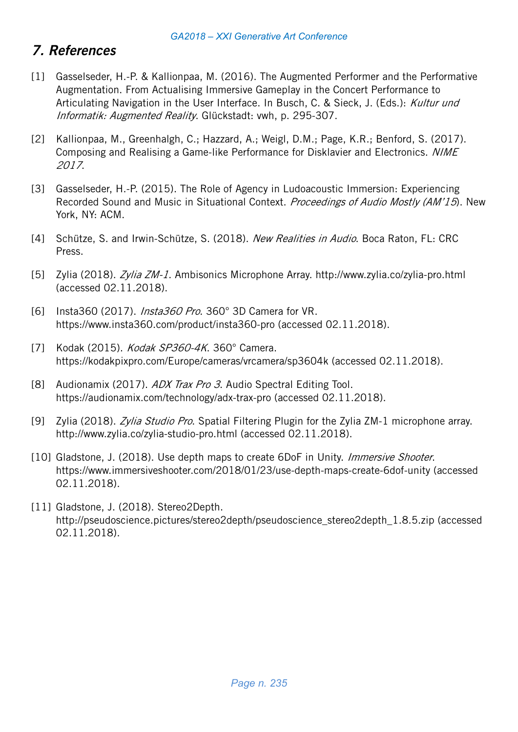## 7. References

[1] Gasselseder, H.-P. & Kallionpaa, M. (2016). The Augmented Performer and the Performative Augmentation. From Actualising Immersive Gameplay in the Concert Performance to Articulating Navigation in the User Interface. In Busch, C. & Sieck, J. (Eds.): *Kultur und Informatik: Augmented Reality*. Glückstadt: vwh, p. 295-307.

[2] Kallionpaa, M., Greenhalgh, C.; Hazzard, A.; Weigl, D.M.; Page, K.R.; Benford, S. (2017). Composing and Realising a Game-like Performance for Disklavier and Electronics. *NIME 2017*.

[3] Gasselseder, H.-P. (2015). The Role of Agency in Ludoacoustic Immersion: Experiencing Recorded Sound and Music in Situational Context. *Proceedings of Audio Mostly (AM'15*). New York, NY: ACM.

[4] Schütze, S. and Irwin-Schütze, S. (2018). *New Realities in Audio*. Boca Raton, FL: CRC Press.

[5] Zylia (2018). *Zylia ZM-1*. Ambisonics Microphone Array. http://www.zylia.co/zylia-pro.html (accessed 02.11.2018).

[6] Insta360 (2017). *Insta360 Pro*. 360° 3D Camera for VR. https://www.insta360.com/product/insta360-pro (accessed 02.11.2018).

[7] Kodak (2015). *Kodak SP360-4K*. 360° Camera. https://kodakpixpro.com/Europe/cameras/vrcamera/sp3604k (accessed 02.11.2018).

[8] Audionamix (2017). *ADX Trax Pro 3*. Audio Spectral Editing Tool. https://audionamix.com/technology/adx-trax-pro (accessed 02.11.2018).

[9] Zylia (2018). *Zylia Studio Pro*. Spatial Filtering Plugin for the Zylia ZM-1 microphone array. http://www.zylia.co/zylia-studio-pro.html (accessed 02.11.2018).

[10] Gladstone, J. (2018). Use depth maps to create 6DoF in Unity. *Immersive Shooter*. https://www.immersiveshooter.com/2018/01/23/use-depth-maps-create-6dof-unity (accessed 02.11.2018).

[11] Gladstone, J. (2018). Stereo2Depth. http://pseudoscience.pictures/stereo2depth/pseudoscience_stereo2depth_1.8.5.zip (accessed 02.11.2018).